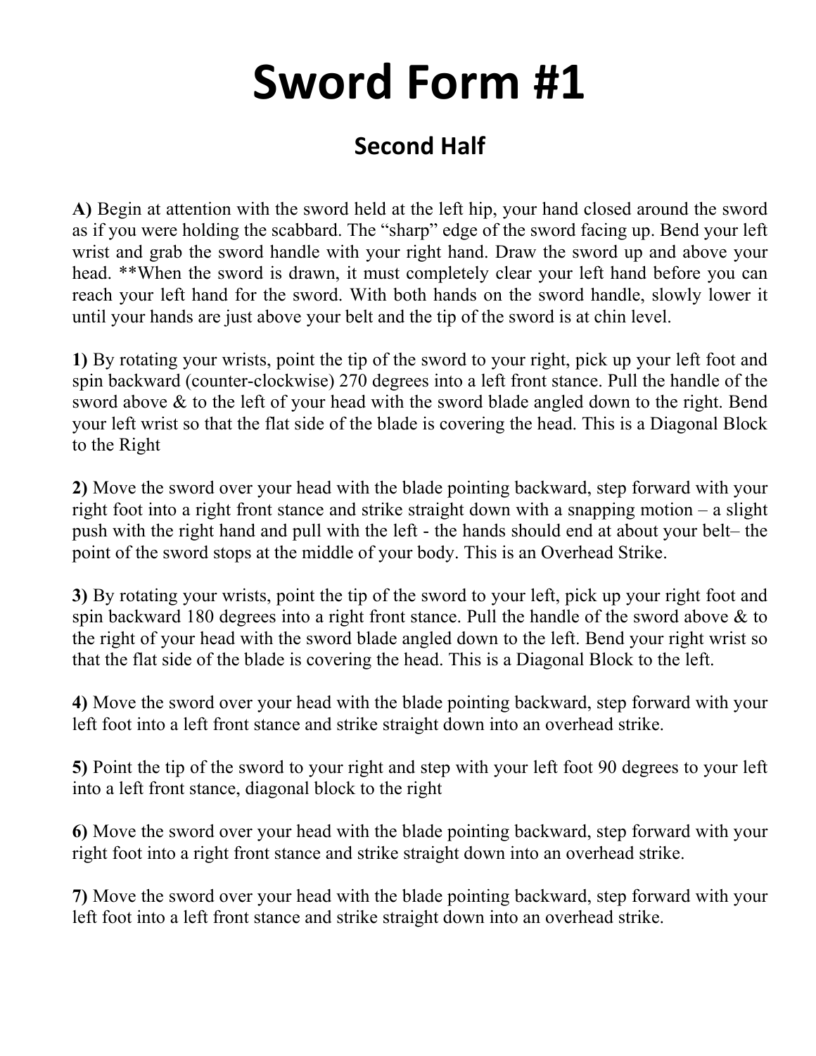# Sword Form #1

## Second Half

**A)** Begin at attention with the sword held at the left hip, your hand closed around the sword as if you were holding the scabbard. The "sharp" edge of the sword facing up. Bend your left wrist and grab the sword handle with your right hand. Draw the sword up and above your head. **When the sword is drawn, it must completely clear your left hand before you can reach your left hand for the sword. With both hands on the sword handle, slowly lower it until your hands are just above your belt and the tip of the sword is at chin level.

**1)** By rotating your wrists, point the tip of the sword to your right, pick up your left foot and spin backward (counter-clockwise) 270 degrees into a left front stance. Pull the handle of the sword above & to the left of your head with the sword blade angled down to the right. Bend your left wrist so that the flat side of the blade is covering the head. This is a Diagonal Block to the Right

**2)** Move the sword over your head with the blade pointing backward, step forward with your right foot into a right front stance and strike straight down with a snapping motion – a slight push with the right hand and pull with the left - the hands should end at about your belt– the point of the sword stops at the middle of your body. This is an Overhead Strike.

**3)** By rotating your wrists, point the tip of the sword to your left, pick up your right foot and spin backward 180 degrees into a right front stance. Pull the handle of the sword above & to the right of your head with the sword blade angled down to the left. Bend your right wrist so that the flat side of the blade is covering the head. This is a Diagonal Block to the left.

**4)** Move the sword over your head with the blade pointing backward, step forward with your left foot into a left front stance and strike straight down into an overhead strike.

**5)** Point the tip of the sword to your right and step with your left foot 90 degrees to your left into a left front stance, diagonal block to the right

**6)** Move the sword over your head with the blade pointing backward, step forward with your right foot into a right front stance and strike straight down into an overhead strike.

**7)** Move the sword over your head with the blade pointing backward, step forward with your left foot into a left front stance and strike straight down into an overhead strike.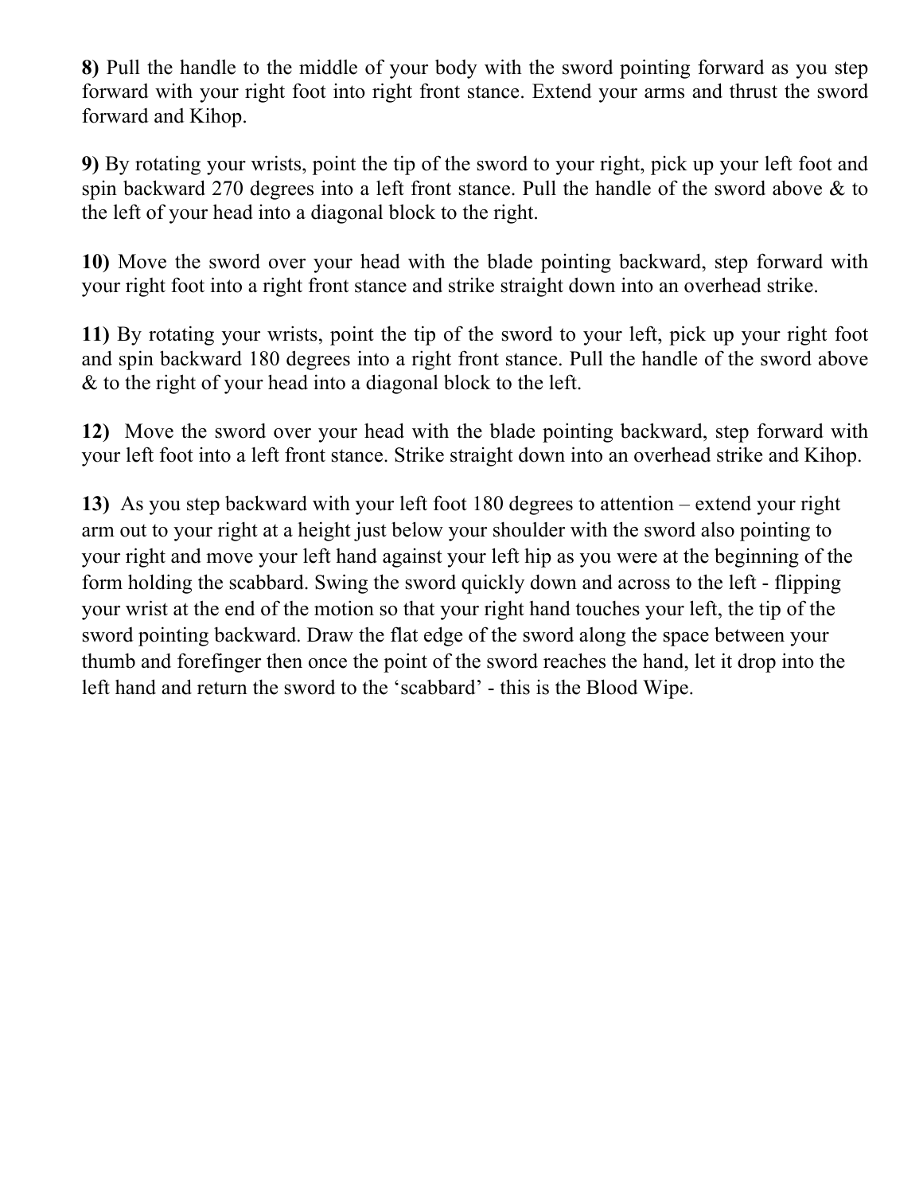**8)** Pull the handle to the middle of your body with the sword pointing forward as you step forward with your right foot into right front stance. Extend your arms and thrust the sword forward and Kihop.

**9)** By rotating your wrists, point the tip of the sword to your right, pick up your left foot and spin backward 270 degrees into a left front stance. Pull the handle of the sword above & to the left of your head into a diagonal block to the right.

**10)** Move the sword over your head with the blade pointing backward, step forward with your right foot into a right front stance and strike straight down into an overhead strike.

**11)** By rotating your wrists, point the tip of the sword to your left, pick up your right foot and spin backward 180 degrees into a right front stance. Pull the handle of the sword above & to the right of your head into a diagonal block to the left.

**12)** Move the sword over your head with the blade pointing backward, step forward with your left foot into a left front stance. Strike straight down into an overhead strike and Kihop.

**13)** As you step backward with your left foot 180 degrees to attention – extend your right arm out to your right at a height just below your shoulder with the sword also pointing to your right and move your left hand against your left hip as you were at the beginning of the form holding the scabbard. Swing the sword quickly down and across to the left - flipping your wrist at the end of the motion so that your right hand touches your left, the tip of the sword pointing backward. Draw the flat edge of the sword along the space between your thumb and forefinger then once the point of the sword reaches the hand, let it drop into the left hand and return the sword to the 'scabbard' - this is the Blood Wipe.